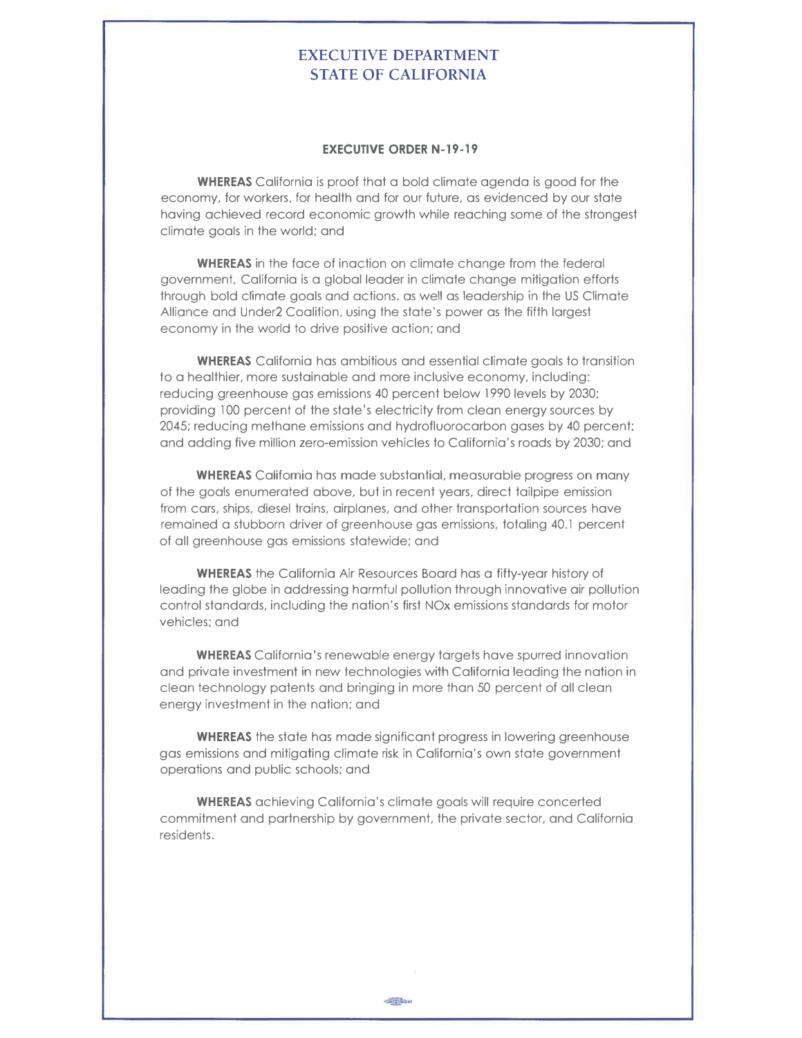# EXECUTIVE DEPARTMENT
# STATE OF CALIFORNIA

## EXECUTIVE ORDER N-19-19

**WHEREAS** California is proof that a bold climate agenda is good for the economy, for workers, for health and for our future, as evidenced by our state having achieved record economic growth while reaching some of the strongest climate goals in the world; and

**WHEREAS** in the face of inaction on climate change from the federal government, California is a global leader in climate change mitigation efforts through bold climate goals and actions, as well as leadership in the US Climate Alliance and Under2 Coalition, using the state's power as the fifth largest economy in the world to drive positive action; and

**WHEREAS** California has ambitious and essential climate goals to transition to a healthier, more sustainable and more inclusive economy, including: reducing greenhouse gas emissions 40 percent below 1990 levels by 2030; providing 100 percent of the state's electricity from clean energy sources by 2045; reducing methane emissions and hydrofluorocarbon gases by 40 percent; and adding five million zero-emission vehicles to California's roads by 2030; and

**WHEREAS** California has made substantial, measurable progress on many of the goals enumerated above, but in recent years, direct tailpipe emission from cars, ships, diesel trains, airplanes, and other transportation sources have remained a stubborn driver of greenhouse gas emissions, totaling 40.1 percent of all greenhouse gas emissions statewide; and

**WHEREAS** the California Air Resources Board has a fifty-year history of leading the globe in addressing harmful pollution through innovative air pollution control standards, including the nation's first NOx emissions standards for motor vehicles; and

**WHEREAS** California's renewable energy targets have spurred innovation and private investment in new technologies with California leading the nation in clean technology patents and bringing in more than 50 percent of all clean energy investment in the nation; and

**WHEREAS** the state has made significant progress in lowering greenhouse gas emissions and mitigating climate risk in California's own state government operations and public schools; and

**WHEREAS** achieving California's climate goals will require concerted commitment and partnership by government, the private sector, and California residents.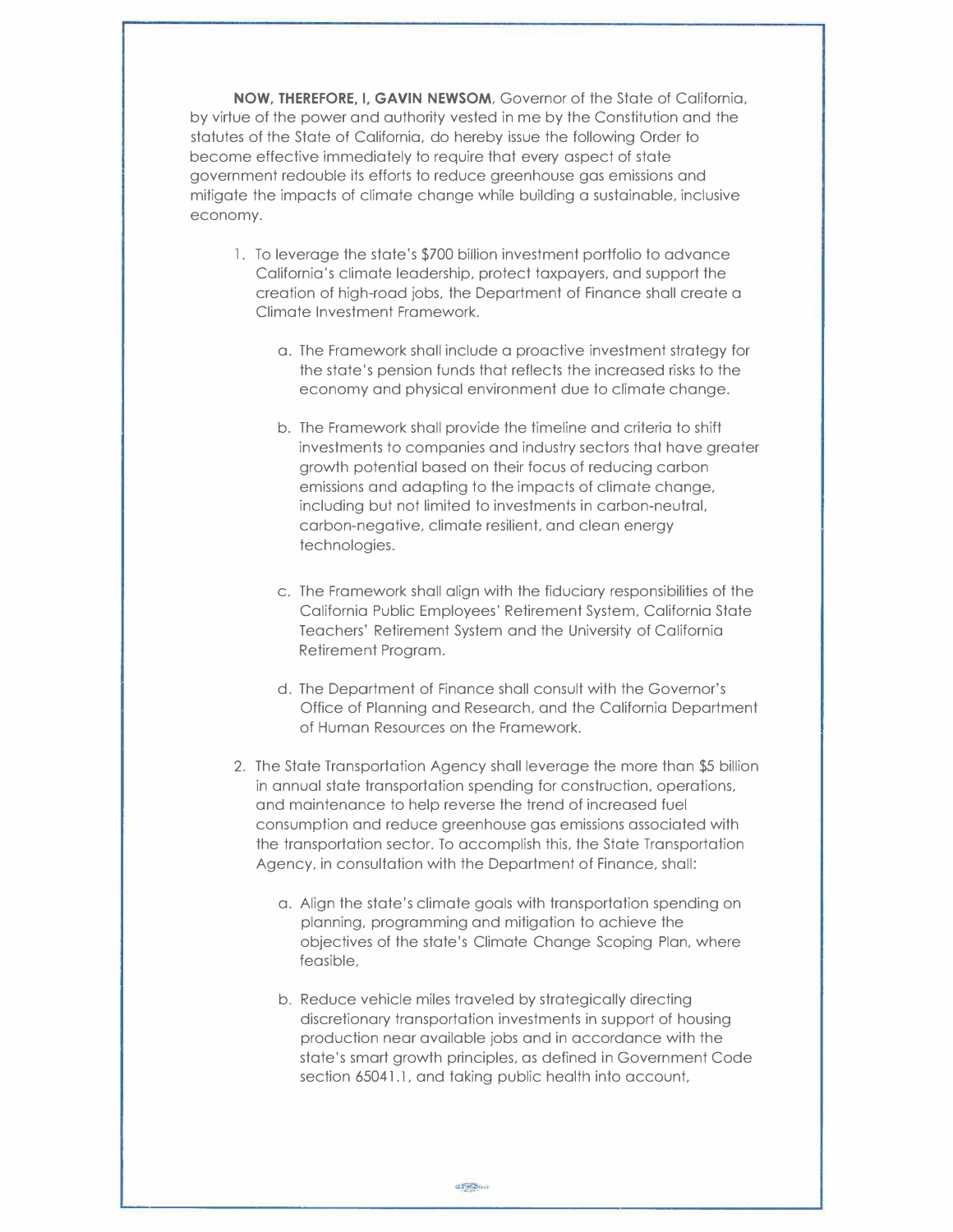**NOW, THEREFORE, I, GAVIN NEWSOM**, Governor of the State of California, by virtue of the power and authority vested in me by the Constitution and the statutes of the State of California, do hereby issue the following Order to become effective immediately to require that every aspect of state government redouble its efforts to reduce greenhouse gas emissions and mitigate the impacts of climate change while building a sustainable, inclusive economy.

1. To leverage the state's $700 billion investment portfolio to advance California's climate leadership, protect taxpayers, and support the creation of high-road jobs, the Department of Finance shall create a Climate Investment Framework.

    a. The Framework shall include a proactive investment strategy for the state's pension funds that reflects the increased risks to the economy and physical environment due to climate change.

    b. The Framework shall provide the timeline and criteria to shift investments to companies and industry sectors that have greater growth potential based on their focus of reducing carbon emissions and adapting to the impacts of climate change, including but not limited to investments in carbon-neutral, carbon-negative, climate resilient, and clean energy technologies.

    c. The Framework shall align with the fiduciary responsibilities of the California Public Employees' Retirement System, California State Teachers' Retirement System and the University of California Retirement Program.

    d. The Department of Finance shall consult with the Governor's Office of Planning and Research, and the California Department of Human Resources on the Framework.

2. The State Transportation Agency shall leverage the more than $5 billion in annual state transportation spending for construction, operations, and maintenance to help reverse the trend of increased fuel consumption and reduce greenhouse gas emissions associated with the transportation sector. To accomplish this, the State Transportation Agency, in consultation with the Department of Finance, shall:

    a. Align the state's climate goals with transportation spending on planning, programming and mitigation to achieve the objectives of the state's Climate Change Scoping Plan, where feasible,

    b. Reduce vehicle miles traveled by strategically directing discretionary transportation investments in support of housing production near available jobs and in accordance with the state's smart growth principles, as defined in Government Code section 65041.1, and taking public health into account,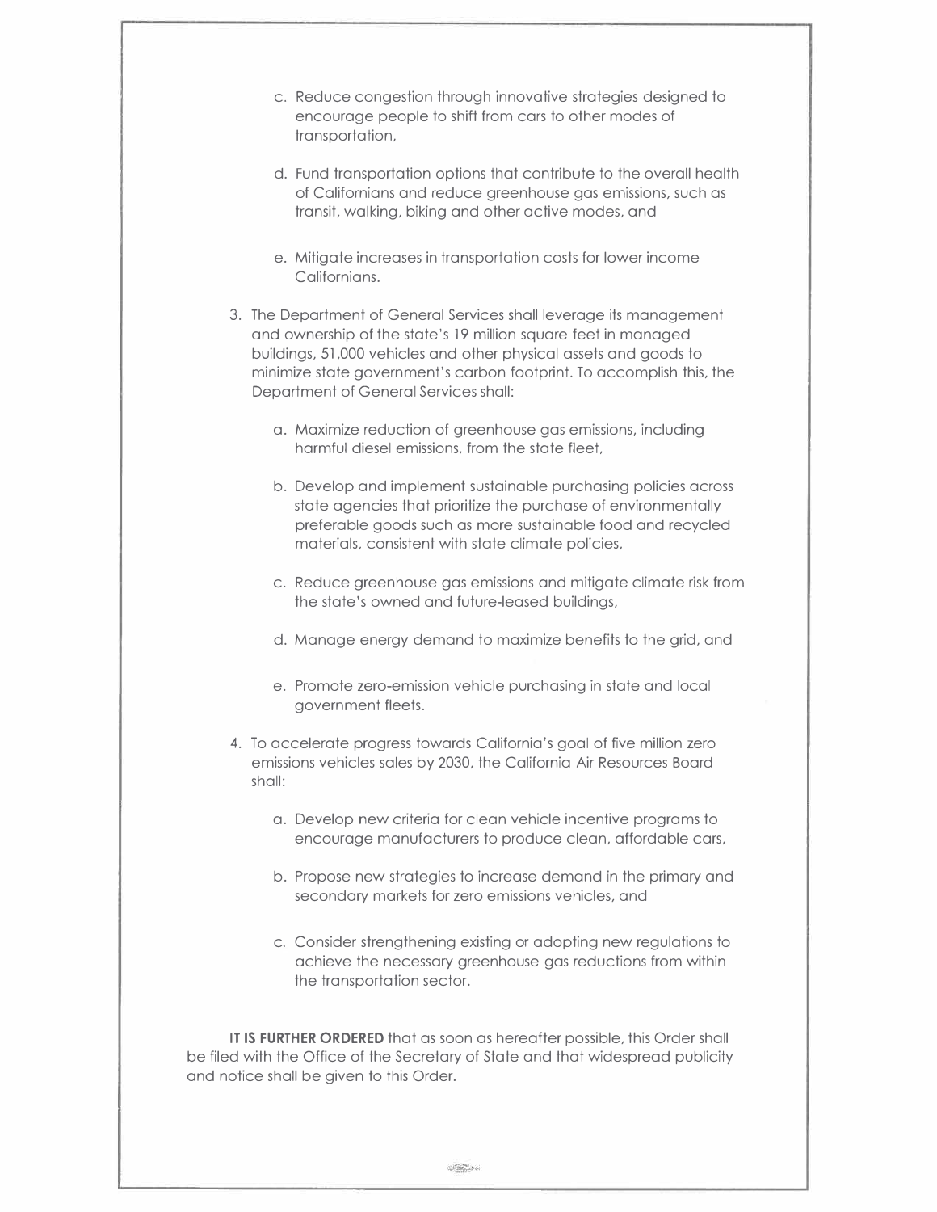c. Reduce congestion through innovative strategies designed to encourage people to shift from cars to other modes of transportation,

   d. Fund transportation options that contribute to the overall health of Californians and reduce greenhouse gas emissions, such as transit, walking, biking and other active modes, and

   e. Mitigate increases in transportation costs for lower income Californians.

3. The Department of General Services shall leverage its management and ownership of the state's 19 million square feet in managed buildings, 51,000 vehicles and other physical assets and goods to minimize state government's carbon footprint. To accomplish this, the Department of General Services shall:

   a. Maximize reduction of greenhouse gas emissions, including harmful diesel emissions, from the state fleet,

   b. Develop and implement sustainable purchasing policies across state agencies that prioritize the purchase of environmentally preferable goods such as more sustainable food and recycled materials, consistent with state climate policies,

   c. Reduce greenhouse gas emissions and mitigate climate risk from the state's owned and future-leased buildings,

   d. Manage energy demand to maximize benefits to the grid, and

   e. Promote zero-emission vehicle purchasing in state and local government fleets.

4. To accelerate progress towards California's goal of five million zero emissions vehicles sales by 2030, the California Air Resources Board shall:

   a. Develop new criteria for clean vehicle incentive programs to encourage manufacturers to produce clean, affordable cars,

   b. Propose new strategies to increase demand in the primary and secondary markets for zero emissions vehicles, and

   c. Consider strengthening existing or adopting new regulations to achieve the necessary greenhouse gas reductions from within the transportation sector.

**IT IS FURTHER ORDERED** that as soon as hereafter possible, this Order shall be filed with the Office of the Secretary of State and that widespread publicity and notice shall be given to this Order.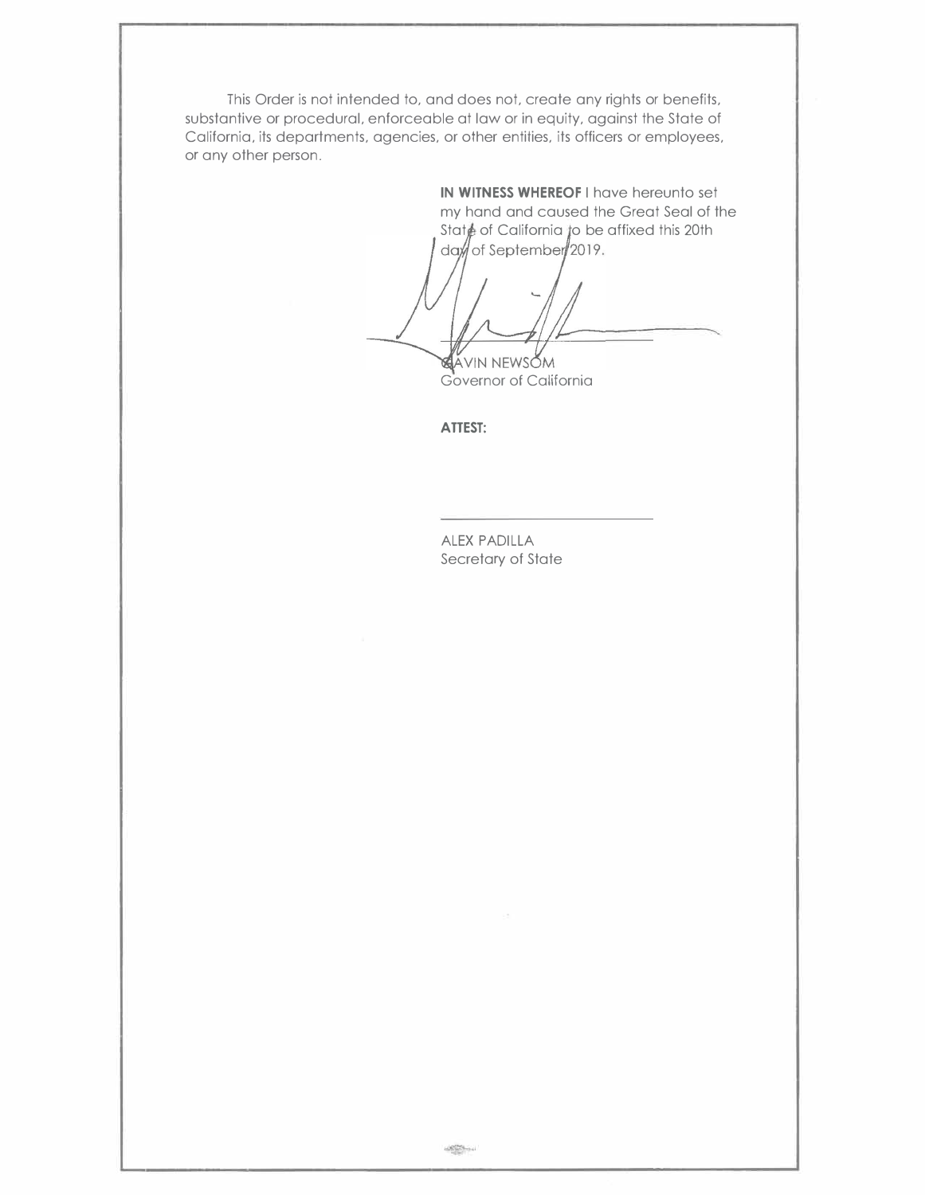This Order is not intended to, and does not, create any rights or benefits, substantive or procedural, enforceable at law or in equity, against the State of California, its departments, agencies, or other entities, its officers or employees, or any other person.

**IN WITNESS WHEREOF** I have hereunto set my hand and caused the Great Seal of the State of California to be affixed this 20th day of September 2019.

GAVIN NEWSOM
Governor of California

**ATTEST:**

ALEX PADILLA
Secretary of State